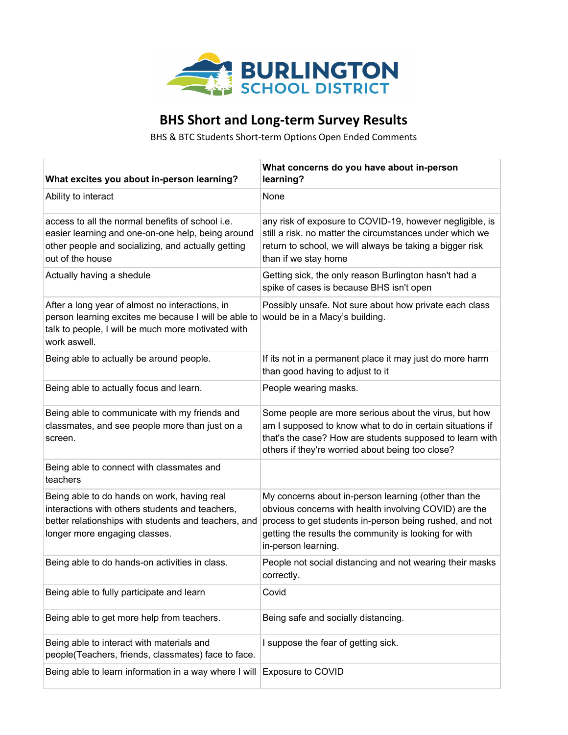# BHS Short and Long-term Survey Results

BHS & BTC Students Short-term Options Open Ended Comments

| What excites you about in-person learning? | What concerns do you have about in-person learning? |
| --- | --- |
| Ability to interact | None |
| access to all the normal benefits of school i.e. easier learning and one-on-one help, being around other people and socializing, and actually getting out of the house | any risk of exposure to COVID-19, however negligible, is still a risk. no matter the circumstances under which we return to school, we will always be taking a bigger risk than if we stay home |
| Actually having a shedule | Getting sick, the only reason Burlington hasn't had a spike of cases is because BHS isn't open |
| After a long year of almost no interactions, in person learning excites me because I will be able to talk to people, I will be much more motivated with work aswell. | Possibly unsafe. Not sure about how private each class would be in a Macy's building. |
| Being able to actually be around people. | If its not in a permanent place it may just do more harm than good having to adjust to it |
| Being able to actually focus and learn. | People wearing masks. |
| Being able to communicate with my friends and classmates, and see people more than just on a screen. | Some people are more serious about the virus, but how am I supposed to know what to do in certain situations if that's the case? How are students supposed to learn with others if they're worried about being too close? |
| Being able to connect with classmates and teachers | |
| Being able to do hands on work, having real interactions with others students and teachers, better relationships with students and teachers, and longer more engaging classes. | My concerns about in-person learning (other than the obvious concerns with health involving COVID) are the process to get students in-person being rushed, and not getting the results the community is looking for with in-person learning. |
| Being able to do hands-on activities in class. | People not social distancing and not wearing their masks correctly. |
| Being able to fully participate and learn | Covid |
| Being able to get more help from teachers. | Being safe and socially distancing. |
| Being able to interact with materials and people(Teachers, friends, classmates) face to face. | I suppose the fear of getting sick. |
| Being able to learn information in a way where I will | Exposure to COVID |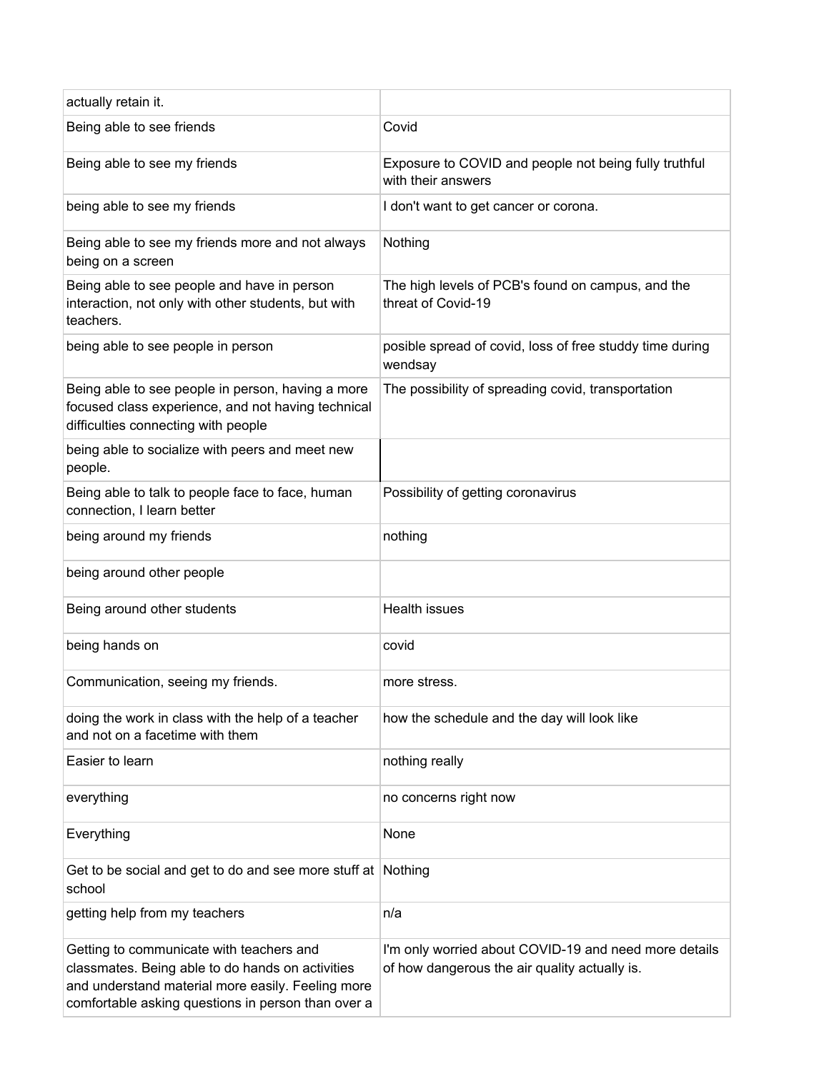| | |
|---|---|
| actually retain it. | |
| Being able to see friends | Covid |
| Being able to see my friends | Exposure to COVID and people not being fully truthful with their answers |
| being able to see my friends | I don't want to get cancer or corona. |
| Being able to see my friends more and not always being on a screen | Nothing |
| Being able to see people and have in person interaction, not only with other students, but with teachers. | The high levels of PCB's found on campus, and the threat of Covid-19 |
| being able to see people in person | posible spread of covid, loss of free studdy time during wendsay |
| Being able to see people in person, having a more focused class experience, and not having technical difficulties connecting with people | The possibility of spreading covid, transportation |
| being able to socialize with peers and meet new people. | |
| Being able to talk to people face to face, human connection, I learn better | Possibility of getting coronavirus |
| being around my friends | nothing |
| being around other people | |
| Being around other students | Health issues |
| being hands on | covid |
| Communication, seeing my friends. | more stress. |
| doing the work in class with the help of a teacher and not on a facetime with them | how the schedule and the day will look like |
| Easier to learn | nothing really |
| everything | no concerns right now |
| Everything | None |
| Get to be social and get to do and see more stuff at school | Nothing |
| getting help from my teachers | n/a |
| Getting to communicate with teachers and classmates. Being able to do hands on activities and understand material more easily. Feeling more comfortable asking questions in person than over a | I'm only worried about COVID-19 and need more details of how dangerous the air quality actually is. |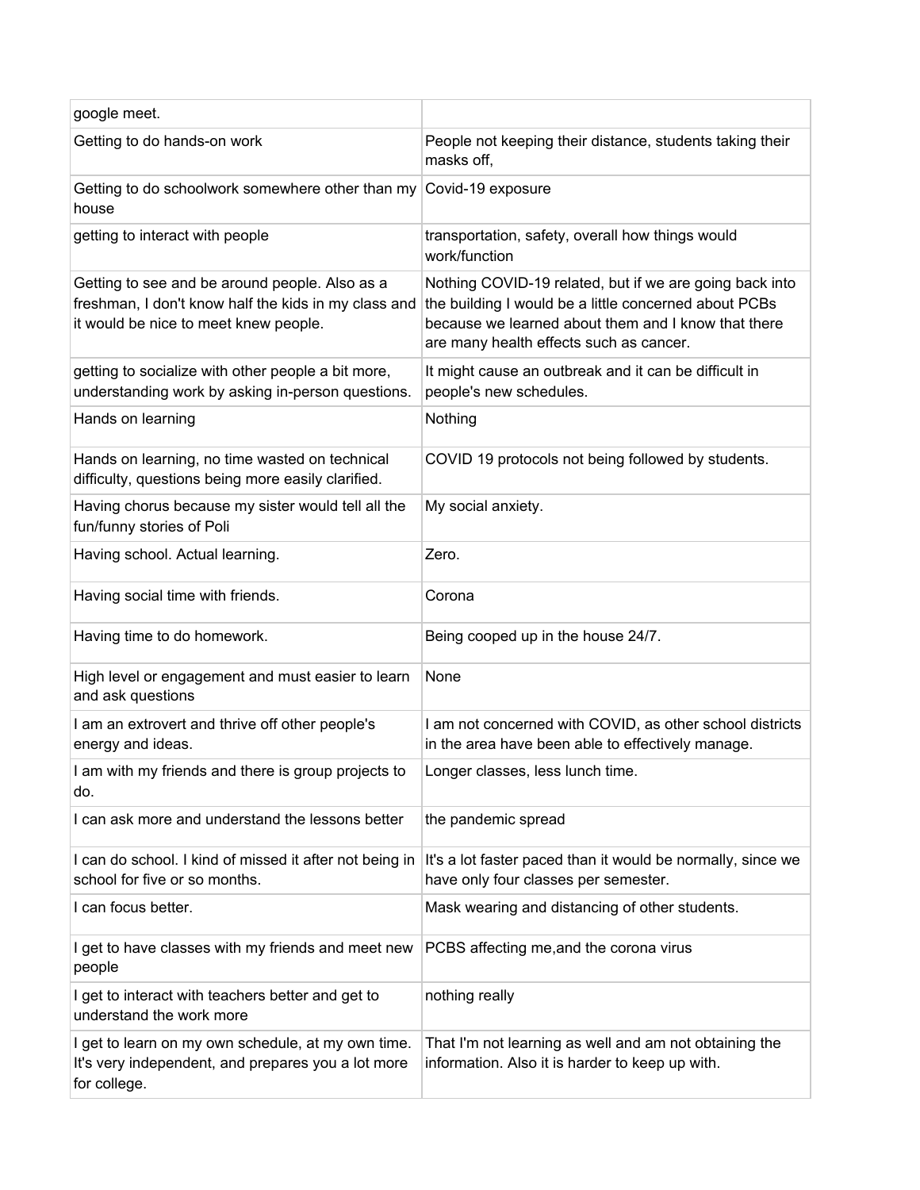| | |
|---|---|
| google meet. | |
| Getting to do hands-on work | People not keeping their distance, students taking their masks off, |
| Getting to do schoolwork somewhere other than my house | Covid-19 exposure |
| getting to interact with people | transportation, safety, overall how things would work/function |
| Getting to see and be around people. Also as a freshman, I don't know half the kids in my class and it would be nice to meet knew people. | Nothing COVID-19 related, but if we are going back into the building I would be a little concerned about PCBs because we learned about them and I know that there are many health effects such as cancer. |
| getting to socialize with other people a bit more, understanding work by asking in-person questions. | It might cause an outbreak and it can be difficult in people's new schedules. |
| Hands on learning | Nothing |
| Hands on learning, no time wasted on technical difficulty, questions being more easily clarified. | COVID 19 protocols not being followed by students. |
| Having chorus because my sister would tell all the fun/funny stories of Poli | My social anxiety. |
| Having school. Actual learning. | Zero. |
| Having social time with friends. | Corona |
| Having time to do homework. | Being cooped up in the house 24/7. |
| High level or engagement and must easier to learn and ask questions | None |
| I am an extrovert and thrive off other people's energy and ideas. | I am not concerned with COVID, as other school districts in the area have been able to effectively manage. |
| I am with my friends and there is group projects to do. | Longer classes, less lunch time. |
| I can ask more and understand the lessons better | the pandemic spread |
| I can do school. I kind of missed it after not being in school for five or so months. | It's a lot faster paced than it would be normally, since we have only four classes per semester. |
| I can focus better. | Mask wearing and distancing of other students. |
| I get to have classes with my friends and meet new people | PCBS affecting me,and the corona virus |
| I get to interact with teachers better and get to understand the work more | nothing really |
| I get to learn on my own schedule, at my own time. It's very independent, and prepares you a lot more for college. | That I'm not learning as well and am not obtaining the information. Also it is harder to keep up with. |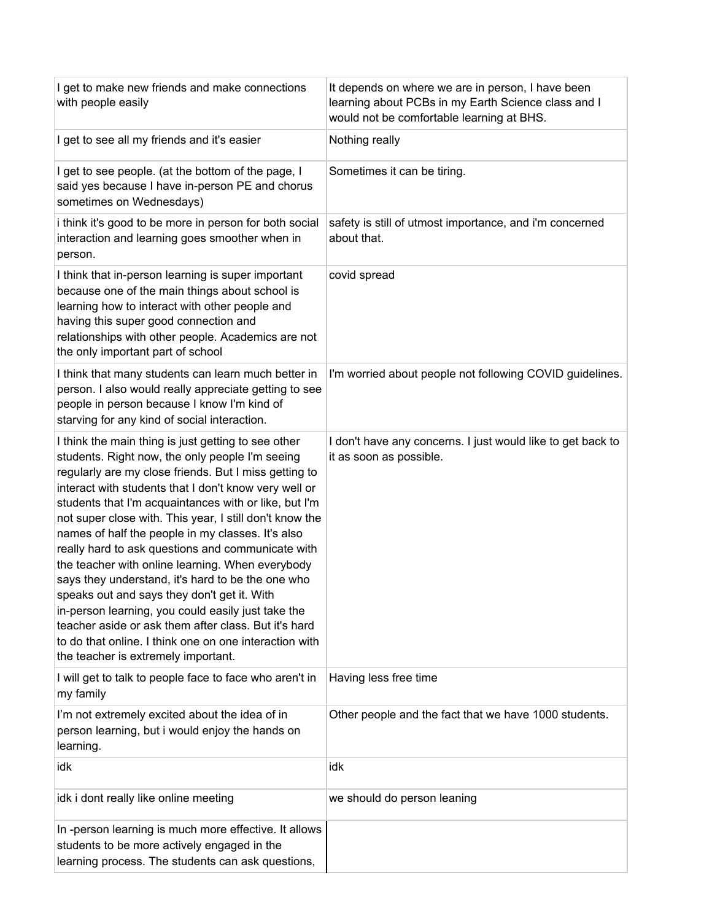| | |
|---|---|
| I get to make new friends and make connections with people easily | It depends on where we are in person, I have been learning about PCBs in my Earth Science class and I would not be comfortable learning at BHS. |
| I get to see all my friends and it's easier | Nothing really |
| I get to see people. (at the bottom of the page, I said yes because I have in-person PE and chorus sometimes on Wednesdays) | Sometimes it can be tiring. |
| i think it's good to be more in person for both social interaction and learning goes smoother when in person. | safety is still of utmost importance, and i'm concerned about that. |
| I think that in-person learning is super important because one of the main things about school is learning how to interact with other people and having this super good connection and relationships with other people. Academics are not the only important part of school | covid spread |
| I think that many students can learn much better in person. I also would really appreciate getting to see people in person because I know I'm kind of starving for any kind of social interaction. | I'm worried about people not following COVID guidelines. |
| I think the main thing is just getting to see other students. Right now, the only people I'm seeing regularly are my close friends. But I miss getting to interact with students that I don't know very well or students that I'm acquaintances with or like, but I'm not super close with. This year, I still don't know the names of half the people in my classes. It's also really hard to ask questions and communicate with the teacher with online learning. When everybody says they understand, it's hard to be the one who speaks out and says they don't get it. With in-person learning, you could easily just take the teacher aside or ask them after class. But it's hard to do that online. I think one on one interaction with the teacher is extremely important. | I don't have any concerns. I just would like to get back to it as soon as possible. |
| I will get to talk to people face to face who aren't in my family | Having less free time |
| I'm not extremely excited about the idea of in person learning, but i would enjoy the hands on learning. | Other people and the fact that we have 1000 students. |
| idk | idk |
| idk i dont really like online meeting | we should do person leaning |
| In -person learning is much more effective. It allows students to be more actively engaged in the learning process. The students can ask questions, | |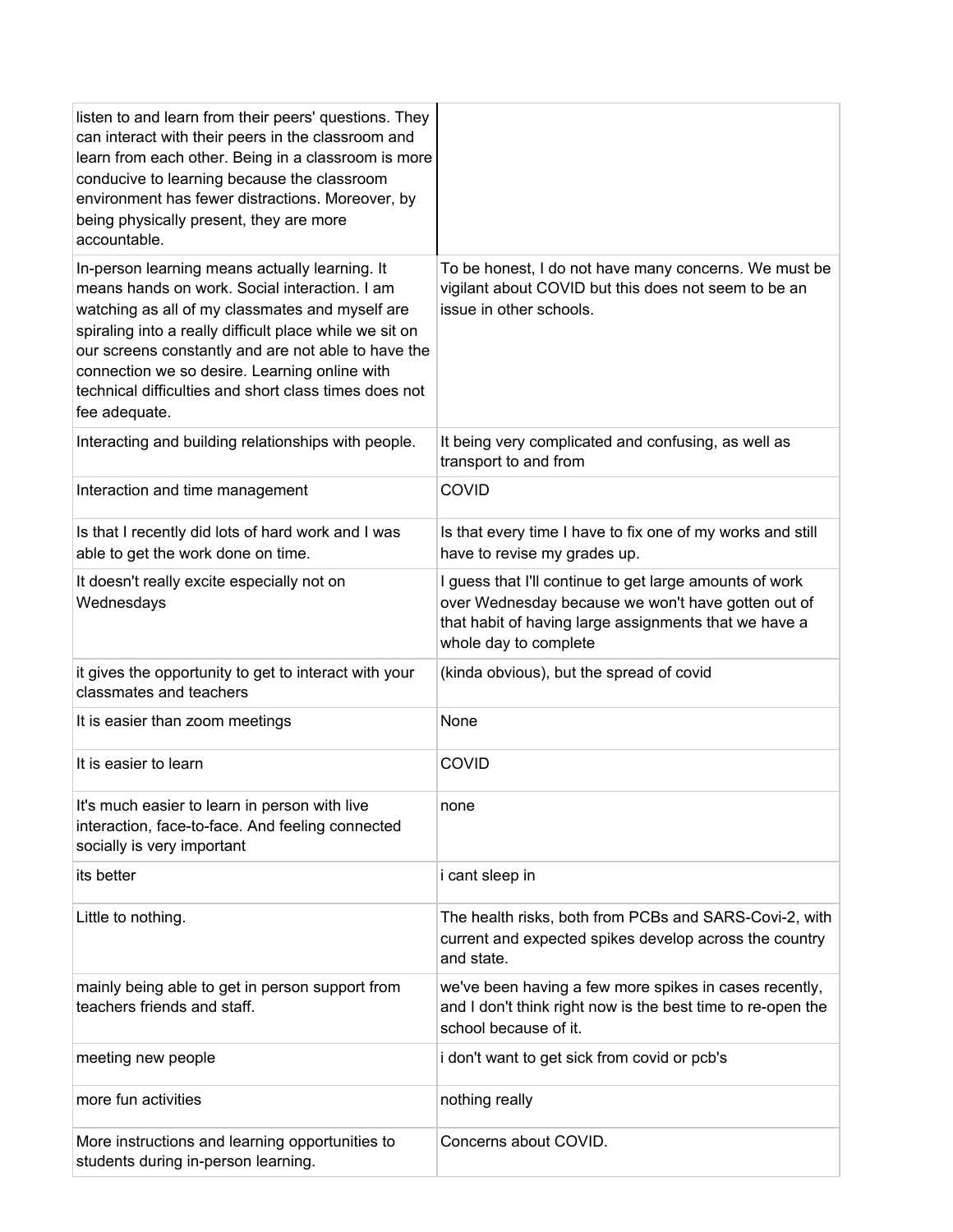| | |
|---|---|
| listen to and learn from their peers' questions. They can interact with their peers in the classroom and learn from each other. Being in a classroom is more conducive to learning because the classroom environment has fewer distractions. Moreover, by being physically present, they are more accountable. | |
| In-person learning means actually learning. It means hands on work. Social interaction. I am watching as all of my classmates and myself are spiraling into a really difficult place while we sit on our screens constantly and are not able to have the connection we so desire. Learning online with technical difficulties and short class times does not fee adequate. | To be honest, I do not have many concerns. We must be vigilant about COVID but this does not seem to be an issue in other schools. |
| Interacting and building relationships with people. | It being very complicated and confusing, as well as transport to and from |
| Interaction and time management | COVID |
| Is that I recently did lots of hard work and I was able to get the work done on time. | Is that every time I have to fix one of my works and still have to revise my grades up. |
| It doesn't really excite especially not on Wednesdays | I guess that I'll continue to get large amounts of work over Wednesday because we won't have gotten out of that habit of having large assignments that we have a whole day to complete |
| it gives the opportunity to get to interact with your classmates and teachers | (kinda obvious), but the spread of covid |
| It is easier than zoom meetings | None |
| It is easier to learn | COVID |
| It's much easier to learn in person with live interaction, face-to-face. And feeling connected socially is very important | none |
| its better | i cant sleep in |
| Little to nothing. | The health risks, both from PCBs and SARS-Covi-2, with current and expected spikes develop across the country and state. |
| mainly being able to get in person support from teachers friends and staff. | we've been having a few more spikes in cases recently, and I don't think right now is the best time to re-open the school because of it. |
| meeting new people | i don't want to get sick from covid or pcb's |
| more fun activities | nothing really |
| More instructions and learning opportunities to students during in-person learning. | Concerns about COVID. |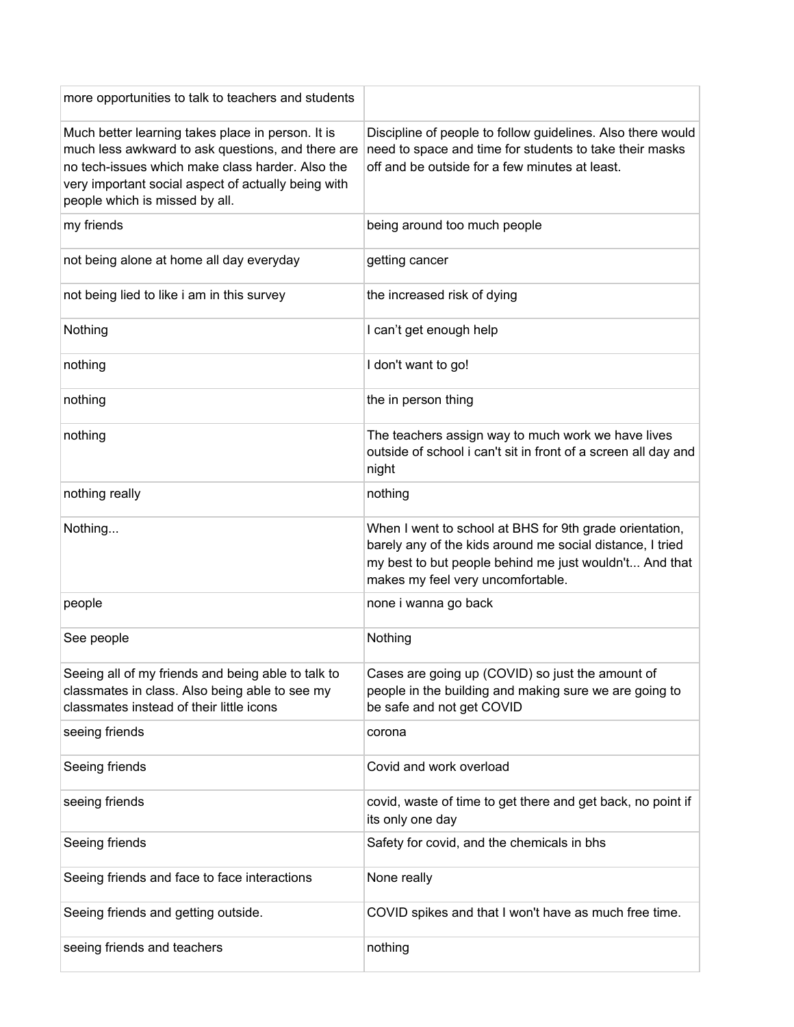| | |
|---|---|
| more opportunities to talk to teachers and students | |
| Much better learning takes place in person. It is much less awkward to ask questions, and there are no tech-issues which make class harder. Also the very important social aspect of actually being with people which is missed by all. | Discipline of people to follow guidelines. Also there would need to space and time for students to take their masks off and be outside for a few minutes at least. |
| my friends | being around too much people |
| not being alone at home all day everyday | getting cancer |
| not being lied to like i am in this survey | the increased risk of dying |
| Nothing | I can't get enough help |
| nothing | I don't want to go! |
| nothing | the in person thing |
| nothing | The teachers assign way to much work we have lives outside of school i can't sit in front of a screen all day and night |
| nothing really | nothing |
| Nothing... | When I went to school at BHS for 9th grade orientation, barely any of the kids around me social distance, I tried my best to but people behind me just wouldn't... And that makes my feel very uncomfortable. |
| people | none i wanna go back |
| See people | Nothing |
| Seeing all of my friends and being able to talk to classmates in class. Also being able to see my classmates instead of their little icons | Cases are going up (COVID) so just the amount of people in the building and making sure we are going to be safe and not get COVID |
| seeing friends | corona |
| Seeing friends | Covid and work overload |
| seeing friends | covid, waste of time to get there and get back, no point if its only one day |
| Seeing friends | Safety for covid, and the chemicals in bhs |
| Seeing friends and face to face interactions | None really |
| Seeing friends and getting outside. | COVID spikes and that I won't have as much free time. |
| seeing friends and teachers | nothing |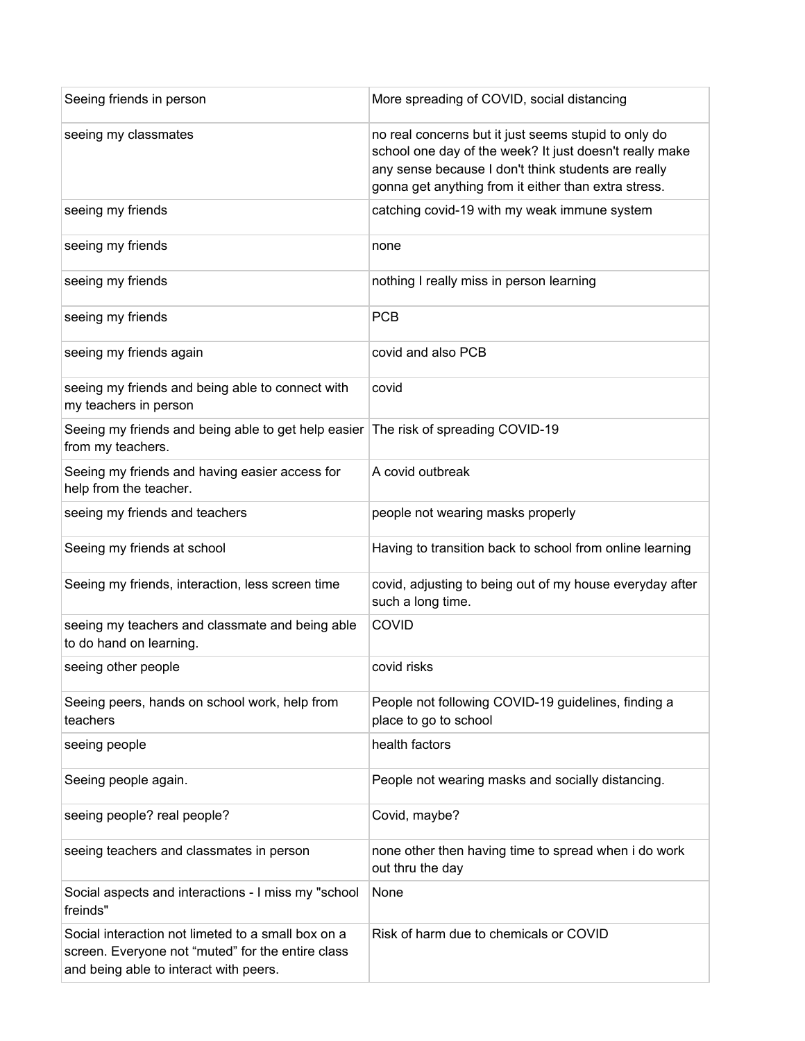| | |
|---|---|
| Seeing friends in person | More spreading of COVID, social distancing |
| seeing my classmates | no real concerns but it just seems stupid to only do school one day of the week? It just doesn't really make any sense because I don't think students are really gonna get anything from it either than extra stress. |
| seeing my friends | catching covid-19 with my weak immune system |
| seeing my friends | none |
| seeing my friends | nothing I really miss in person learning |
| seeing my friends | PCB |
| seeing my friends again | covid and also PCB |
| seeing my friends and being able to connect with my teachers in person | covid |
| Seeing my friends and being able to get help easier from my teachers. | The risk of spreading COVID-19 |
| Seeing my friends and having easier access for help from the teacher. | A covid outbreak |
| seeing my friends and teachers | people not wearing masks properly |
| Seeing my friends at school | Having to transition back to school from online learning |
| Seeing my friends, interaction, less screen time | covid, adjusting to being out of my house everyday after such a long time. |
| seeing my teachers and classmate and being able to do hand on learning. | COVID |
| seeing other people | covid risks |
| Seeing peers, hands on school work, help from teachers | People not following COVID-19 guidelines, finding a place to go to school |
| seeing people | health factors |
| Seeing people again. | People not wearing masks and socially distancing. |
| seeing people? real people? | Covid, maybe? |
| seeing teachers and classmates in person | none other then having time to spread when i do work out thru the day |
| Social aspects and interactions - I miss my "school freinds" | None |
| Social interaction not limeted to a small box on a screen. Everyone not "muted" for the entire class and being able to interact with peers. | Risk of harm due to chemicals or COVID |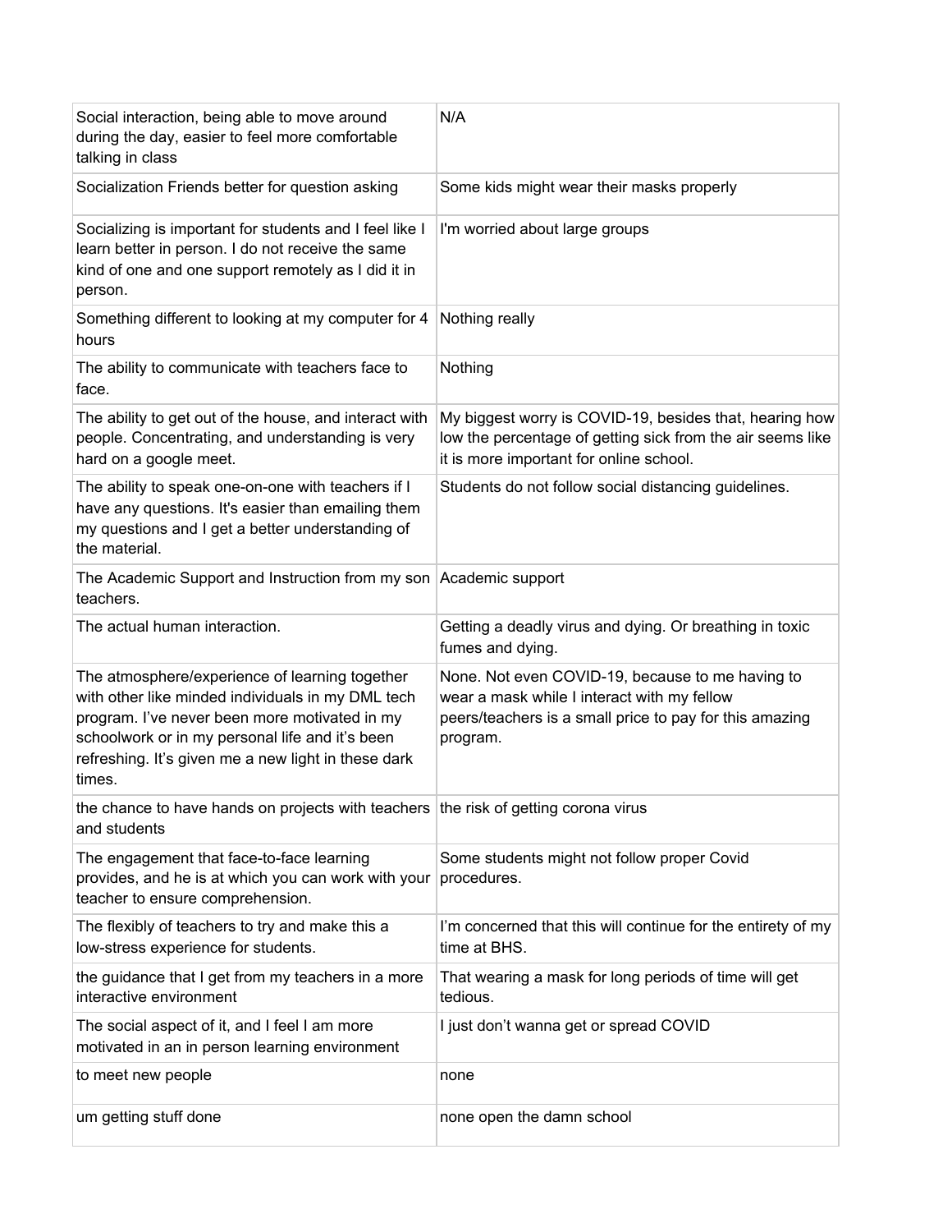| | |
|---|---|
| Social interaction, being able to move around during the day, easier to feel more comfortable talking in class | N/A |
| Socialization Friends better for question asking | Some kids might wear their masks properly |
| Socializing is important for students and I feel like I learn better in person. I do not receive the same kind of one and one support remotely as I did it in person. | I'm worried about large groups |
| Something different to looking at my computer for 4 hours | Nothing really |
| The ability to communicate with teachers face to face. | Nothing |
| The ability to get out of the house, and interact with people. Concentrating, and understanding is very hard on a google meet. | My biggest worry is COVID-19, besides that, hearing how low the percentage of getting sick from the air seems like it is more important for online school. |
| The ability to speak one-on-one with teachers if I have any questions. It's easier than emailing them my questions and I get a better understanding of the material. | Students do not follow social distancing guidelines. |
| The Academic Support and Instruction from my son teachers. | Academic support |
| The actual human interaction. | Getting a deadly virus and dying. Or breathing in toxic fumes and dying. |
| The atmosphere/experience of learning together with other like minded individuals in my DML tech program. I've never been more motivated in my schoolwork or in my personal life and it's been refreshing. It's given me a new light in these dark times. | None. Not even COVID-19, because to me having to wear a mask while I interact with my fellow peers/teachers is a small price to pay for this amazing program. |
| the chance to have hands on projects with teachers and students | the risk of getting corona virus |
| The engagement that face-to-face learning provides, and he is at which you can work with your teacher to ensure comprehension. | Some students might not follow proper Covid procedures. |
| The flexibly of teachers to try and make this a low-stress experience for students. | I'm concerned that this will continue for the entirety of my time at BHS. |
| the guidance that I get from my teachers in a more interactive environment | That wearing a mask for long periods of time will get tedious. |
| The social aspect of it, and I feel I am more motivated in an in person learning environment | I just don't wanna get or spread COVID |
| to meet new people | none |
| um getting stuff done | none open the damn school |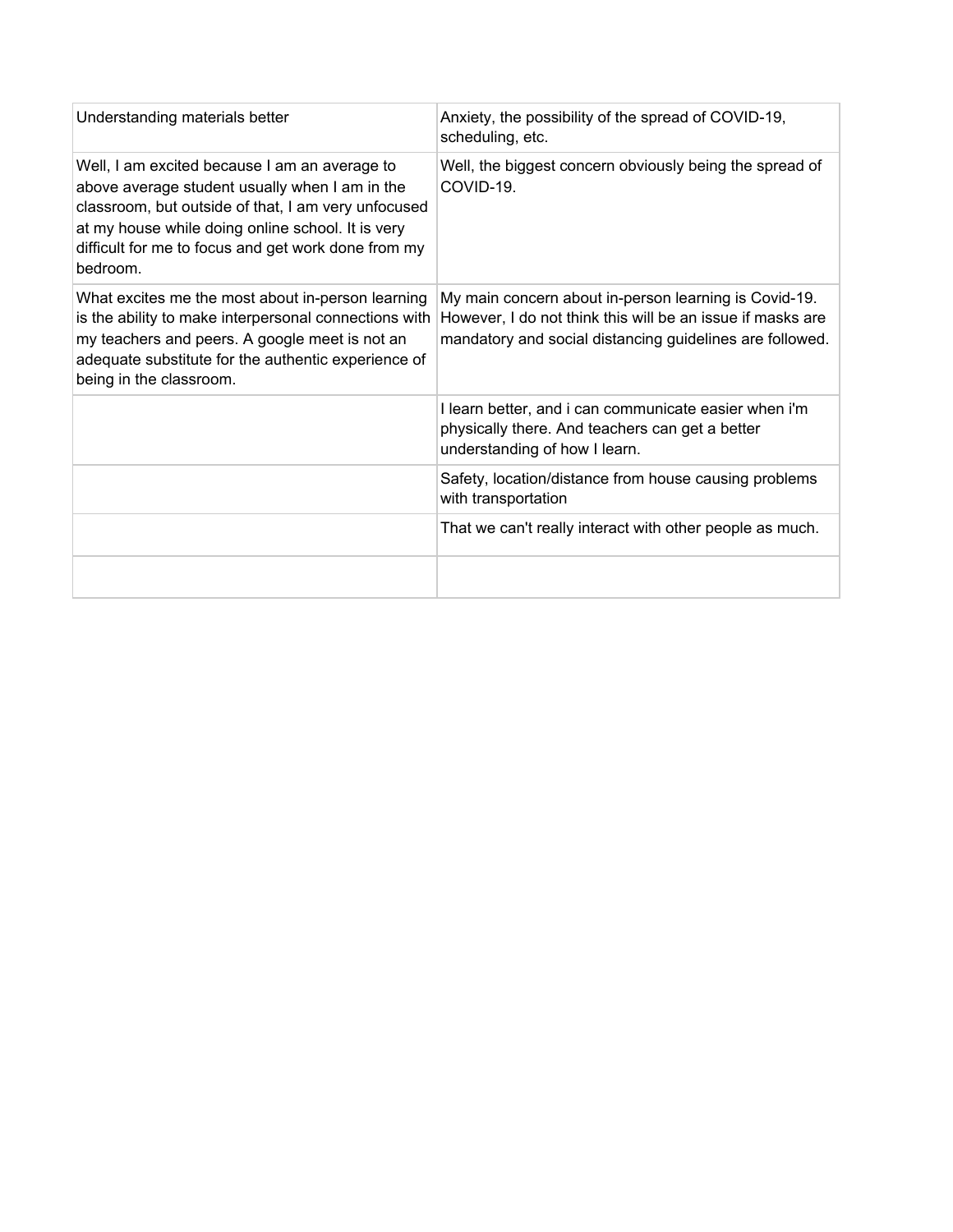| | |
|---|---|
| Understanding materials better | Anxiety, the possibility of the spread of COVID-19, scheduling, etc. |
| Well, I am excited because I am an average to above average student usually when I am in the classroom, but outside of that, I am very unfocused at my house while doing online school. It is very difficult for me to focus and get work done from my bedroom. | Well, the biggest concern obviously being the spread of COVID-19. |
| What excites me the most about in-person learning is the ability to make interpersonal connections with my teachers and peers. A google meet is not an adequate substitute for the authentic experience of being in the classroom. | My main concern about in-person learning is Covid-19. However, I do not think this will be an issue if masks are mandatory and social distancing guidelines are followed. |
| | I learn better, and i can communicate easier when i'm physically there. And teachers can get a better understanding of how I learn. |
| | Safety, location/distance from house causing problems with transportation |
| | That we can't really interact with other people as much. |
| | |